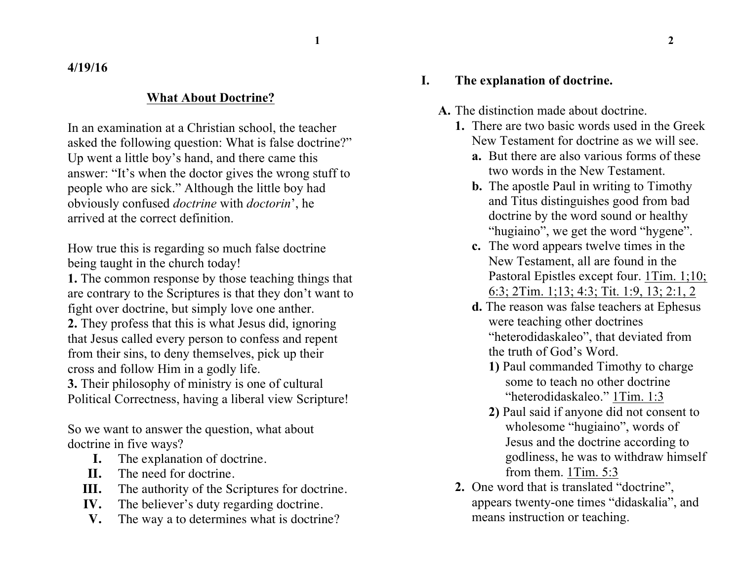**4/19/16**

## What About Doctrine?

In an examination at a Christian school, the teacher asked the following question: What is false doctrine?" Up went a little boy's hand, and there came this answer: "It's when the doctor gives the wrong stuff to people who are sick." Although the little boy had obviously confused *doctrine* with *doctorin'*, he arrived at the correct definition.

How true this is regarding so much false doctrine being taught in the church today!

**1.** The common response by those teaching things that are contrary to the Scriptures is that they don't want to fight over doctrine, but simply love one anther.

**2.** They profess that this is what Jesus did, ignoring that Jesus called every person to confess and repent from their sins, to deny themselves, pick up their cross and follow Him in a godly life.

**3.** Their philosophy of ministry is one of cultural Political Correctness, having a liberal view Scripture!

So we want to answer the question, what about doctrine in five ways?

- **I.** The explanation of doctrine.
- **II.** The need for doctrine.
- **III.** The authority of the Scriptures for doctrine.
- **IV.** The believer's duty regarding doctrine.
- **V.** The way a to determines what is doctrine?

## I. The explanation of doctrine.

**A.** The distinction made about doctrine.

**1.** There are two basic words used in the Greek New Testament for doctrine as we will see.

- **a.** But there are also various forms of these two words in the New Testament.
- **b.** The apostle Paul in writing to Timothy and Titus distinguishes good from bad doctrine by the word sound or healthy "hugiaino", we get the word "hygene".
- **c.** The word appears twelve times in the New Testament, all are found in the Pastoral Epistles except four. 1Tim. 1;10; 6:3; 2Tim. 1;13; 4:3; Tit. 1:9, 13; 2:1, 2
- **d.** The reason was false teachers at Ephesus were teaching other doctrines "heterodidaskaleo", that deviated from the truth of God's Word.
  - **1)** Paul commanded Timothy to charge some to teach no other doctrine "heterodidaskaleo." 1Tim. 1:3
  - **2)** Paul said if anyone did not consent to wholesome "hugiaino", words of Jesus and the doctrine according to godliness, he was to withdraw himself from them. 1Tim. 5:3

**2.** One word that is translated "doctrine", appears twenty-one times "didaskalia", and means instruction or teaching.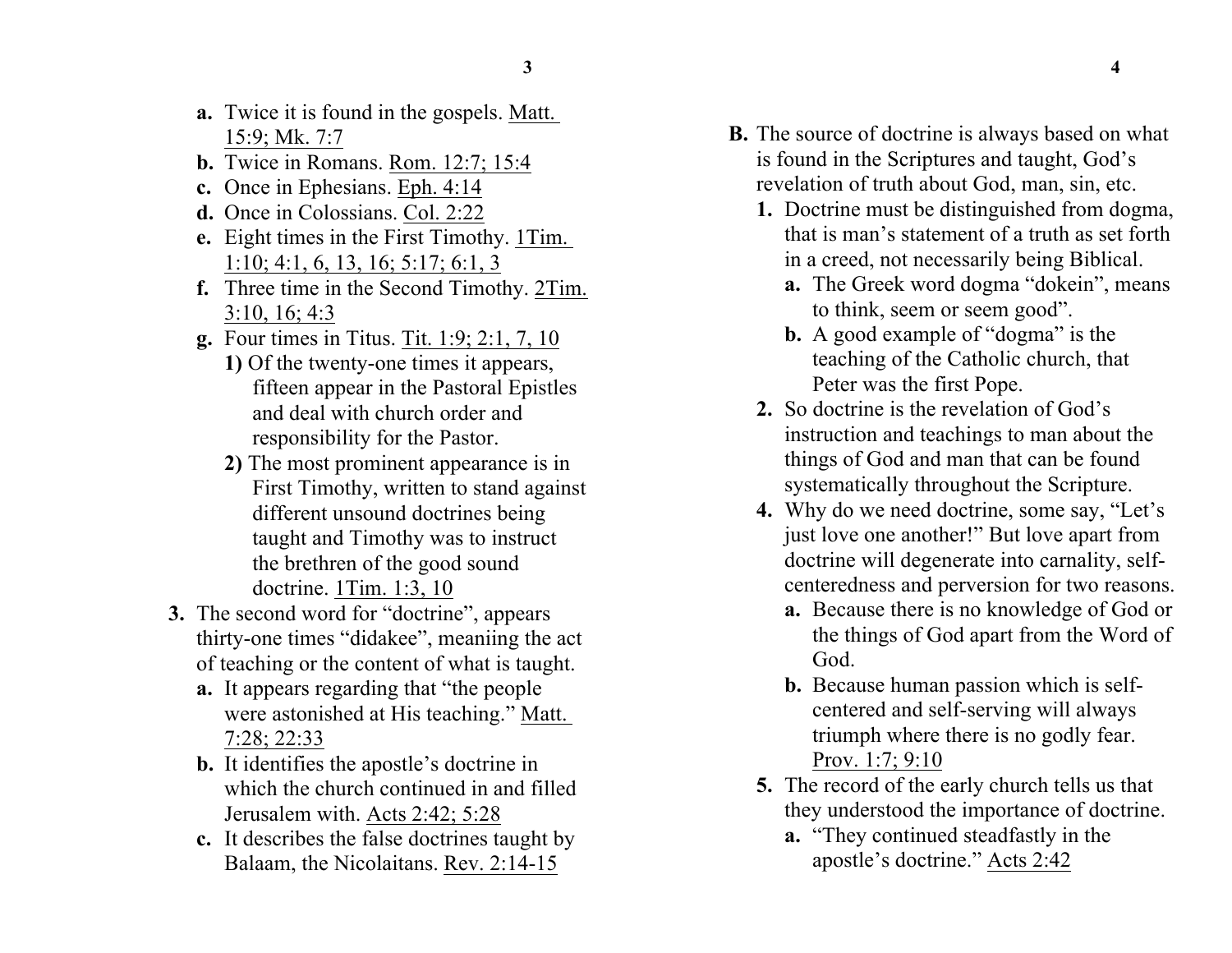a. Twice it is found in the gospels. <u>Matt. 15:9; Mk. 7:7</u>

b. Twice in Romans. <u>Rom. 12:7; 15:4</u>

c. Once in Ephesians. <u>Eph. 4:14</u>

d. Once in Colossians. <u>Col. 2:22</u>

e. Eight times in the First Timothy. <u>1Tim. 1:10; 4:1, 6, 13, 16; 5:17; 6:1, 3</u>

f. Three time in the Second Timothy. <u>2Tim. 3:10, 16; 4:3</u>

g. Four times in Titus. <u>Tit. 1:9; 2:1, 7, 10</u>

1) Of the twenty-one times it appears, fifteen appear in the Pastoral Epistles and deal with church order and responsibility for the Pastor.

2) The most prominent appearance is in First Timothy, written to stand against different unsound doctrines being taught and Timothy was to instruct the brethren of the good sound doctrine. <u>1Tim. 1:3, 10</u>

3. The second word for "doctrine", appears thirty-one times "didakee", meaniing the act of teaching or the content of what is taught.

a. It appears regarding that "the people were astonished at His teaching." <u>Matt. 7:28; 22:33</u>

b. It identifies the apostle's doctrine in which the church continued in and filled Jerusalem with. <u>Acts 2:42; 5:28</u>

c. It describes the false doctrines taught by Balaam, the Nicolaitans. <u>Rev. 2:14-15</u>

B. The source of doctrine is always based on what is found in the Scriptures and taught, God's revelation of truth about God, man, sin, etc.

1. Doctrine must be distinguished from dogma, that is man's statement of a truth as set forth in a creed, not necessarily being Biblical.

a. The Greek word dogma "dokein", means to think, seem or seem good".

b. A good example of "dogma" is the teaching of the Catholic church, that Peter was the first Pope.

2. So doctrine is the revelation of God's instruction and teachings to man about the things of God and man that can be found systematically throughout the Scripture.

4. Why do we need doctrine, some say, "Let's just love one another!" But love apart from doctrine will degenerate into carnality, self-centeredness and perversion for two reasons.

a. Because there is no knowledge of God or the things of God apart from the Word of God.

b. Because human passion which is self-centered and self-serving will always triumph where there is no godly fear. <u>Prov. 1:7; 9:10</u>

5. The record of the early church tells us that they understood the importance of doctrine.

a. "They continued steadfastly in the apostle's doctrine." <u>Acts 2:42</u>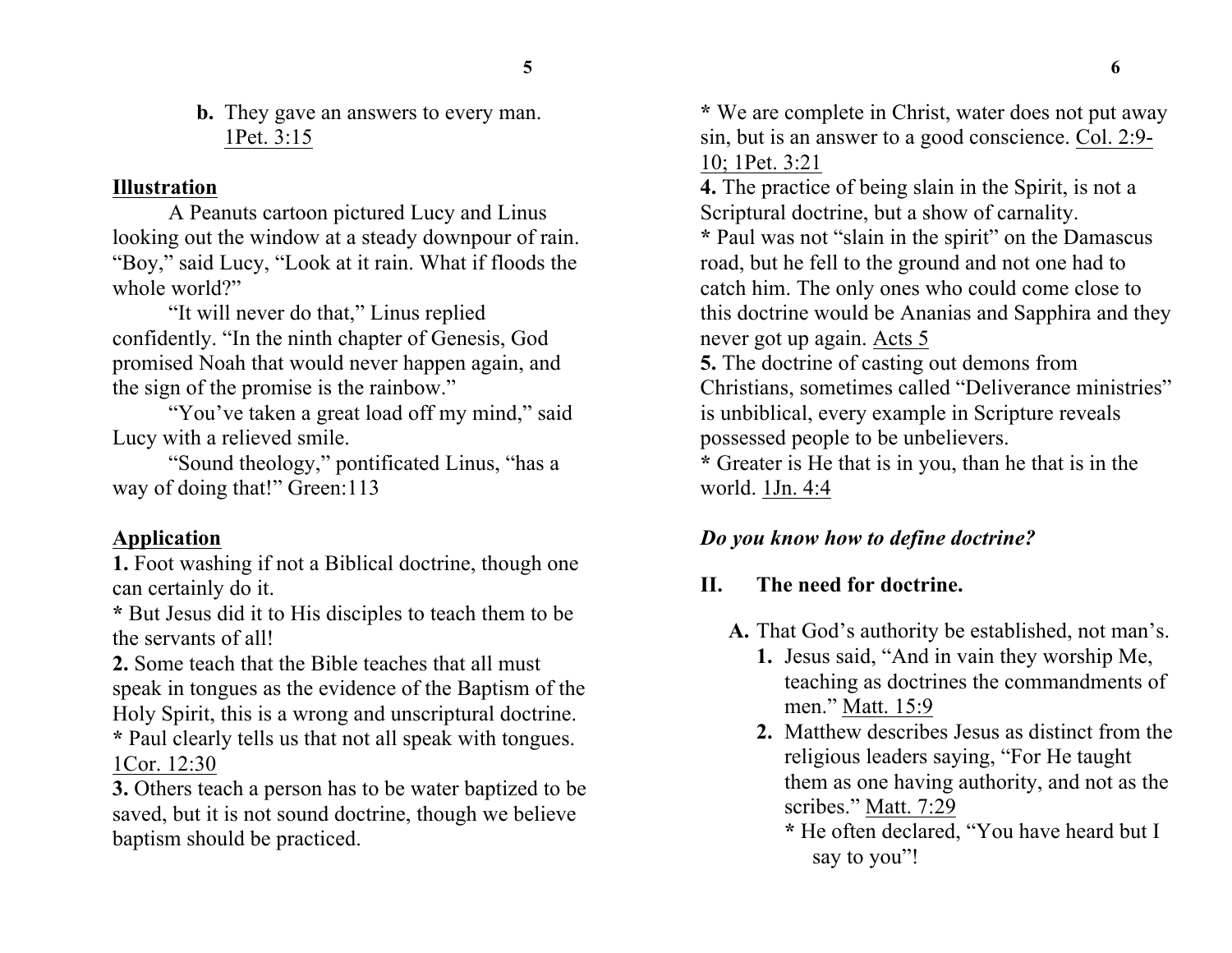**b.** They gave an answers to every man. 1Pet. 3:15

**Illustration**

A Peanuts cartoon pictured Lucy and Linus looking out the window at a steady downpour of rain. "Boy," said Lucy, "Look at it rain. What if floods the whole world?"

"It will never do that," Linus replied confidently. "In the ninth chapter of Genesis, God promised Noah that would never happen again, and the sign of the promise is the rainbow."

"You've taken a great load off my mind," said Lucy with a relieved smile.

"Sound theology," pontificated Linus, "has a way of doing that!" Green:113

**Application**

**1.** Foot washing if not a Biblical doctrine, though one can certainly do it.

**\*** But Jesus did it to His disciples to teach them to be the servants of all!

**2.** Some teach that the Bible teaches that all must speak in tongues as the evidence of the Baptism of the Holy Spirit, this is a wrong and unscriptural doctrine.

**\*** Paul clearly tells us that not all speak with tongues. 1Cor. 12:30

**3.** Others teach a person has to be water baptized to be saved, but it is not sound doctrine, though we believe baptism should be practiced.

**\*** We are complete in Christ, water does not put away sin, but is an answer to a good conscience. Col. 2:9-10; 1Pet. 3:21

**4.** The practice of being slain in the Spirit, is not a Scriptural doctrine, but a show of carnality.

**\*** Paul was not "slain in the spirit" on the Damascus road, but he fell to the ground and not one had to catch him. The only ones who could come close to this doctrine would be Ananias and Sapphira and they never got up again. Acts 5

**5.** The doctrine of casting out demons from Christians, sometimes called "Deliverance ministries" is unbiblical, every example in Scripture reveals possessed people to be unbelievers.

**\*** Greater is He that is in you, than he that is in the world. 1Jn. 4:4

***Do you know how to define doctrine?***

## II. The need for doctrine.

**A.** That God's authority be established, not man's.

1. Jesus said, "And in vain they worship Me, teaching as doctrines the commandments of men." Matt. 15:9
2. Matthew describes Jesus as distinct from the religious leaders saying, "For He taught them as one having authority, and not as the scribes." Matt. 7:29

   **\*** He often declared, "You have heard but I say to you"!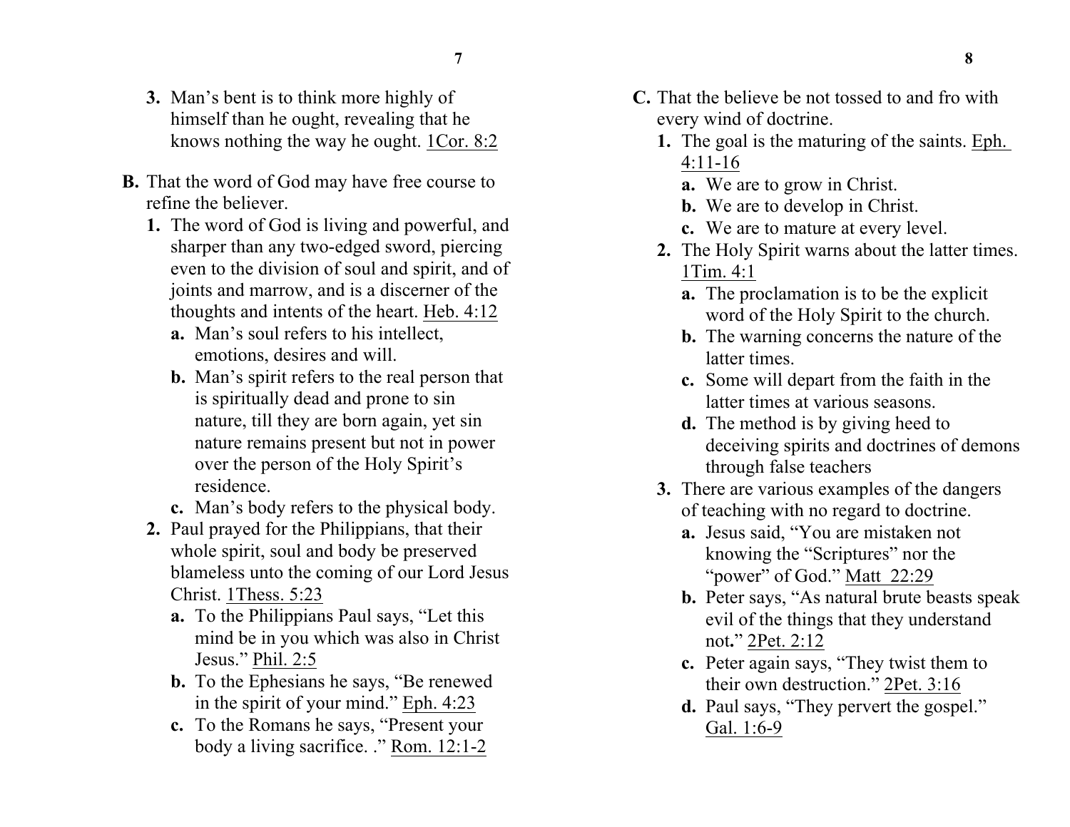3. Man's bent is to think more highly of himself than he ought, revealing that he knows nothing the way he ought. 1Cor. 8:2

**B.** That the word of God may have free course to refine the believer.

1. The word of God is living and powerful, and sharper than any two-edged sword, piercing even to the division of soul and spirit, and of joints and marrow, and is a discerner of the thoughts and intents of the heart. Heb. 4:12
   - **a.** Man's soul refers to his intellect, emotions, desires and will.
   - **b.** Man's spirit refers to the real person that is spiritually dead and prone to sin nature, till they are born again, yet sin nature remains present but not in power over the person of the Holy Spirit's residence.
   - **c.** Man's body refers to the physical body.
2. Paul prayed for the Philippians, that their whole spirit, soul and body be preserved blameless unto the coming of our Lord Jesus Christ. 1Thess. 5:23
   - **a.** To the Philippians Paul says, "Let this mind be in you which was also in Christ Jesus." Phil. 2:5
   - **b.** To the Ephesians he says, "Be renewed in the spirit of your mind." Eph. 4:23
   - **c.** To the Romans he says, "Present your body a living sacrifice. ." Rom. 12:1-2

**C.** That the believe be not tossed to and fro with every wind of doctrine.

1. The goal is the maturing of the saints. Eph. 4:11-16
   - **a.** We are to grow in Christ.
   - **b.** We are to develop in Christ.
   - **c.** We are to mature at every level.
2. The Holy Spirit warns about the latter times. 1Tim. 4:1
   - **a.** The proclamation is to be the explicit word of the Holy Spirit to the church.
   - **b.** The warning concerns the nature of the latter times.
   - **c.** Some will depart from the faith in the latter times at various seasons.
   - **d.** The method is by giving heed to deceiving spirits and doctrines of demons through false teachers
3. There are various examples of the dangers of teaching with no regard to doctrine.
   - **a.** Jesus said, "You are mistaken not knowing the "Scriptures" nor the "power" of God." Matt 22:29
   - **b.** Peter says, "As natural brute beasts speak evil of the things that they understand not**.**" 2Pet. 2:12
   - **c.** Peter again says, "They twist them to their own destruction." 2Pet. 3:16
   - **d.** Paul says, "They pervert the gospel." Gal. 1:6-9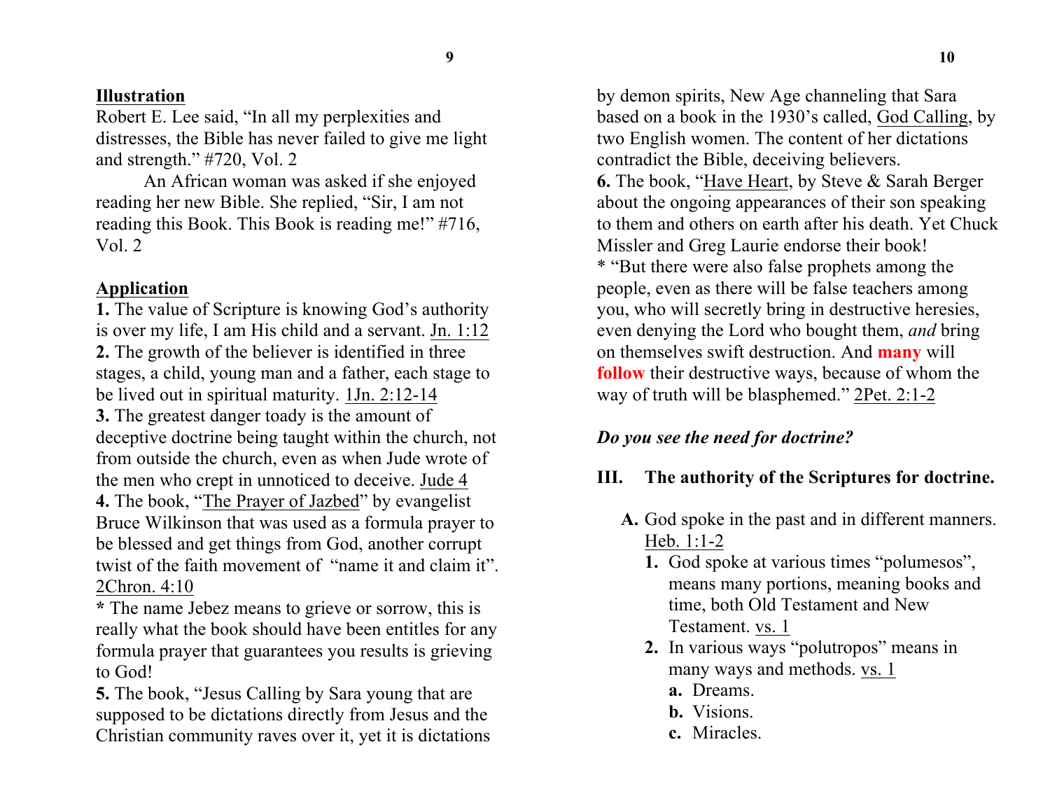**Illustration**

Robert E. Lee said, "In all my perplexities and distresses, the Bible has never failed to give me light and strength." #720, Vol. 2

An African woman was asked if she enjoyed reading her new Bible. She replied, "Sir, I am not reading this Book. This Book is reading me!" #716, Vol. 2

**Application**

**1.** The value of Scripture is knowing God's authority is over my life, I am His child and a servant. Jn. 1:12

**2.** The growth of the believer is identified in three stages, a child, young man and a father, each stage to be lived out in spiritual maturity. 1Jn. 2:12-14

**3.** The greatest danger toady is the amount of deceptive doctrine being taught within the church, not from outside the church, even as when Jude wrote of the men who crept in unnoticed to deceive. Jude 4

**4.** The book, "The Prayer of Jazbed" by evangelist Bruce Wilkinson that was used as a formula prayer to be blessed and get things from God, another corrupt twist of the faith movement of "name it and claim it". 2Chron. 4:10

**\*** The name Jebez means to grieve or sorrow, this is really what the book should have been entitles for any formula prayer that guarantees you results is grieving to God!

**5.** The book, "Jesus Calling by Sara young that are supposed to be dictations directly from Jesus and the Christian community raves over it, yet it is dictations by demon spirits, New Age channeling that Sara based on a book in the 1930's called, God Calling, by two English women. The content of her dictations contradict the Bible, deceiving believers.

**6.** The book, "Have Heart, by Steve & Sarah Berger about the ongoing appearances of their son speaking to them and others on earth after his death. Yet Chuck Missler and Greg Laurie endorse their book!

\* "But there were also false prophets among the people, even as there will be false teachers among you, who will secretly bring in destructive heresies, even denying the Lord who bought them, *and* bring on themselves swift destruction. And **many** will **follow** their destructive ways, because of whom the way of truth will be blasphemed." 2Pet. 2:1-2

***Do you see the need for doctrine?***

**III. The authority of the Scriptures for doctrine.**

**A.** God spoke in the past and in different manners. Heb. 1:1-2

1. God spoke at various times "polumesos", means many portions, meaning books and time, both Old Testament and New Testament. vs. 1
2. In various ways "polutropos" means in many ways and methods. vs. 1
   - **a.** Dreams.
   - **b.** Visions.
   - **c.** Miracles.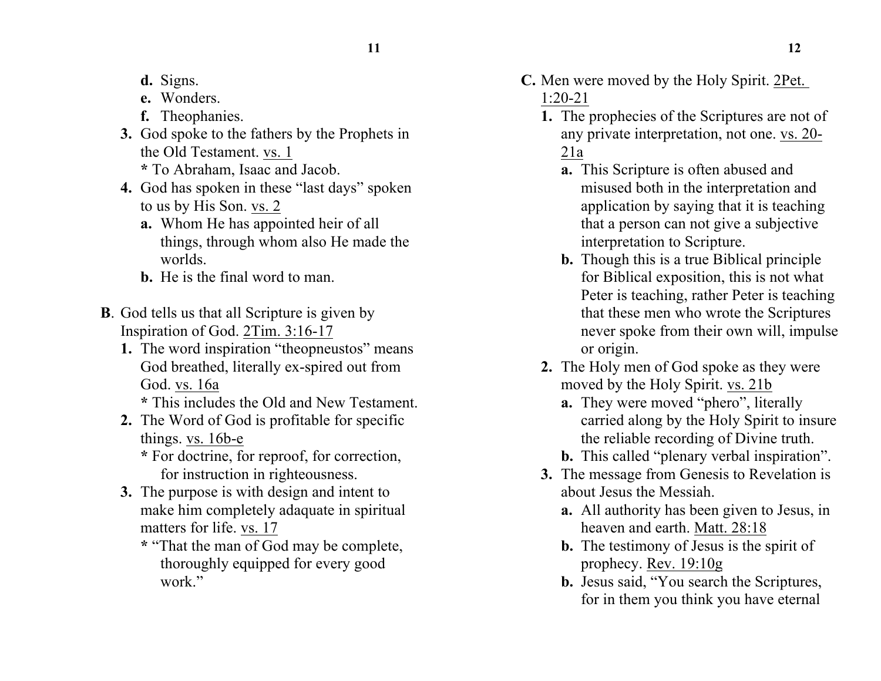**d.** Signs.

**e.** Wonders.

**f.** Theophanies.

**3.** God spoke to the fathers by the Prophets in the Old Testament. vs. 1

**\*** To Abraham, Isaac and Jacob.

**4.** God has spoken in these "last days" spoken to us by His Son. vs. 2

**a.** Whom He has appointed heir of all things, through whom also He made the worlds.

**b.** He is the final word to man.

**B**. God tells us that all Scripture is given by Inspiration of God. 2Tim. 3:16-17

**1.** The word inspiration "theopneustos" means God breathed, literally ex-spired out from God. vs. 16a

**\*** This includes the Old and New Testament.

**2.** The Word of God is profitable for specific things. vs. 16b-e

**\*** For doctrine, for reproof, for correction, for instruction in righteousness.

**3.** The purpose is with design and intent to make him completely adaquate in spiritual matters for life. vs. 17

**\*** "That the man of God may be complete, thoroughly equipped for every good work."

**C.** Men were moved by the Holy Spirit. 2Pet. 1:20-21

**1.** The prophecies of the Scriptures are not of any private interpretation, not one. vs. 20-21a

**a.** This Scripture is often abused and misused both in the interpretation and application by saying that it is teaching that a person can not give a subjective interpretation to Scripture.

**b.** Though this is a true Biblical principle for Biblical exposition, this is not what Peter is teaching, rather Peter is teaching that these men who wrote the Scriptures never spoke from their own will, impulse or origin.

**2.** The Holy men of God spoke as they were moved by the Holy Spirit. vs. 21b

**a.** They were moved "phero", literally carried along by the Holy Spirit to insure the reliable recording of Divine truth.

**b.** This called "plenary verbal inspiration".

**3.** The message from Genesis to Revelation is about Jesus the Messiah.

**a.** All authority has been given to Jesus, in heaven and earth. Matt. 28:18

**b.** The testimony of Jesus is the spirit of prophecy. Rev. 19:10g

**b.** Jesus said, "You search the Scriptures, for in them you think you have eternal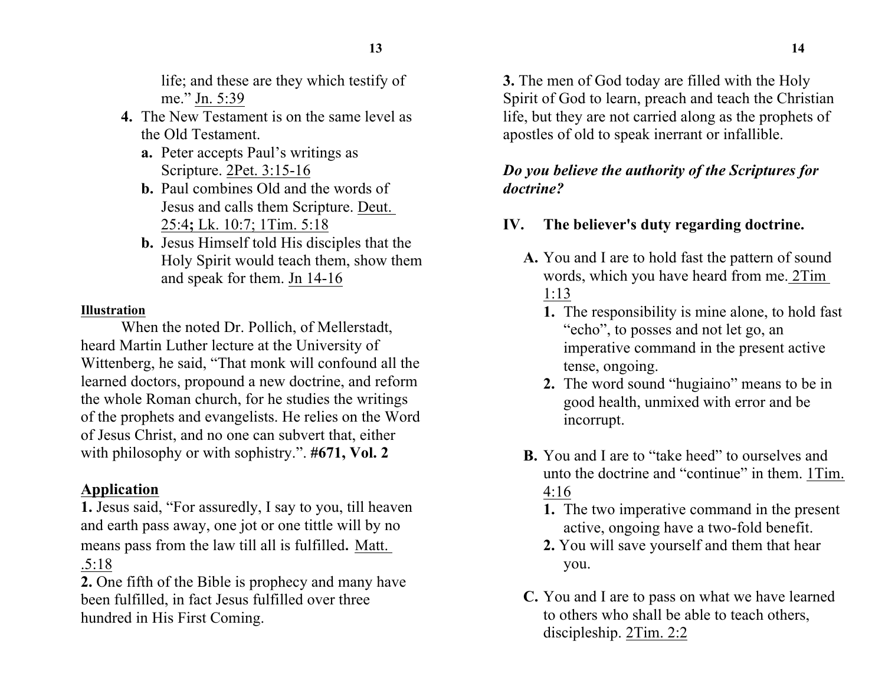life; and these are they which testify of me." Jn. 5:39

4. The New Testament is on the same level as the Old Testament.
   - **a.** Peter accepts Paul's writings as Scripture. 2Pet. 3:15-16
   - **b.** Paul combines Old and the words of Jesus and calls them Scripture. Deut. 25:4**;** Lk. 10:7; 1Tim. 5:18
   - **b.** Jesus Himself told His disciples that the Holy Spirit would teach them, show them and speak for them. Jn 14-16

**Illustration**

When the noted Dr. Pollich, of Mellerstadt, heard Martin Luther lecture at the University of Wittenberg, he said, "That monk will confound all the learned doctors, propound a new doctrine, and reform the whole Roman church, for he studies the writings of the prophets and evangelists. He relies on the Word of Jesus Christ, and no one can subvert that, either with philosophy or with sophistry.". **#671, Vol. 2**

**Application**

**1.** Jesus said, "For assuredly, I say to you, till heaven and earth pass away, one jot or one tittle will by no means pass from the law till all is fulfilled**.** Matt. .5:18

**2.** One fifth of the Bible is prophecy and many have been fulfilled, in fact Jesus fulfilled over three hundred in His First Coming.

**3.** The men of God today are filled with the Holy Spirit of God to learn, preach and teach the Christian life, but they are not carried along as the prophets of apostles of old to speak inerrant or infallible.

***Do you believe the authority of the Scriptures for doctrine?***

## IV. The believer's duty regarding doctrine.

**A.** You and I are to hold fast the pattern of sound words, which you have heard from me. 2Tim 1:13

1. The responsibility is mine alone, to hold fast "echo", to posses and not let go, an imperative command in the present active tense, ongoing.
2. The word sound "hugiaino" means to be in good health, unmixed with error and be incorrupt.

**B.** You and I are to "take heed" to ourselves and unto the doctrine and "continue" in them. 1Tim. 4:16

1. The two imperative command in the present active, ongoing have a two-fold benefit.
2. You will save yourself and them that hear you.

**C.** You and I are to pass on what we have learned to others who shall be able to teach others, discipleship. 2Tim. 2:2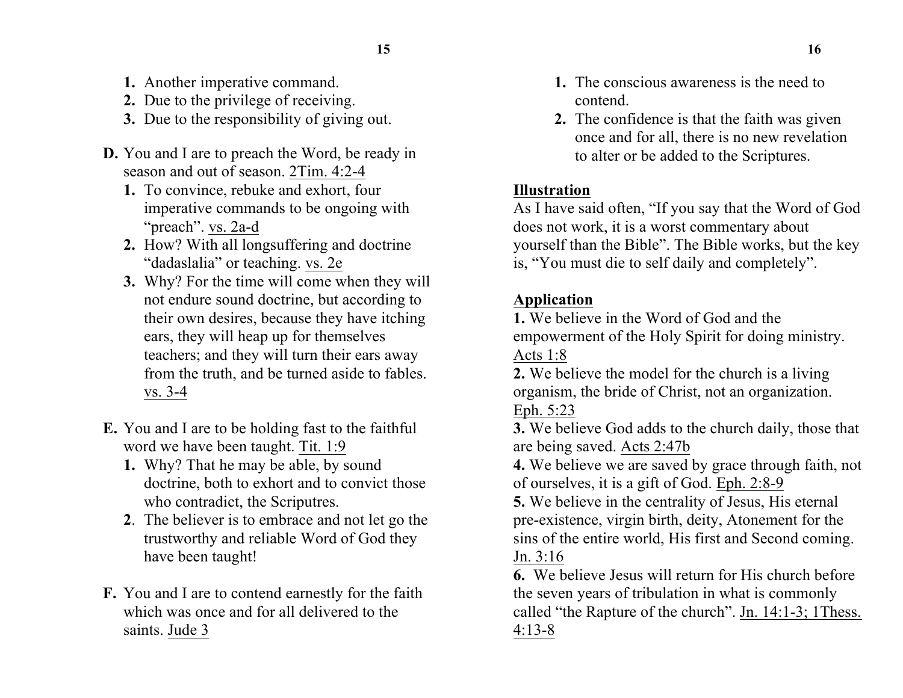1. Another imperative command.
2. Due to the privilege of receiving.
3. Due to the responsibility of giving out.

**D.** You and I are to preach the Word, be ready in season and out of season. <u>2Tim. 4:2-4</u>

1. To convince, rebuke and exhort, four imperative commands to be ongoing with "preach". <u>vs. 2a-d</u>
2. How? With all longsuffering and doctrine "dadaslalia" or teaching. <u>vs. 2e</u>
3. Why? For the time will come when they will not endure sound doctrine, but according to their own desires, because they have itching ears, they will heap up for themselves teachers; and they will turn their ears away from the truth, and be turned aside to fables. <u>vs. 3-4</u>

**E.** You and I are to be holding fast to the faithful word we have been taught. <u>Tit. 1:9</u>

1. Why? That he may be able, by sound doctrine, both to exhort and to convict those who contradict, the Scriputres.
2. The believer is to embrace and not let go the trustworthy and reliable Word of God they have been taught!

**F.** You and I are to contend earnestly for the faith which was once and for all delivered to the saints. <u>Jude 3</u>

1. The conscious awareness is the need to contend.
2. The confidence is that the faith was given once and for all, there is no new revelation to alter or be added to the Scriptures.

**<u>Illustration</u>**

As I have said often, "If you say that the Word of God does not work, it is a worst commentary about yourself than the Bible". The Bible works, but the key is, "You must die to self daily and completely".

**<u>Application</u>**

**1.** We believe in the Word of God and the empowerment of the Holy Spirit for doing ministry. <u>Acts 1:8</u>

**2.** We believe the model for the church is a living organism, the bride of Christ, not an organization. <u>Eph. 5:23</u>

**3.** We believe God adds to the church daily, those that are being saved. <u>Acts 2:47b</u>

**4.** We believe we are saved by grace through faith, not of ourselves, it is a gift of God. <u>Eph. 2:8-9</u>

**5.** We believe in the centrality of Jesus, His eternal pre-existence, virgin birth, deity, Atonement for the sins of the entire world, His first and Second coming. <u>Jn. 3:16</u>

**6.** We believe Jesus will return for His church before the seven years of tribulation in what is commonly called "the Rapture of the church". <u>Jn. 14:1-3; 1Thess. 4:13-8</u>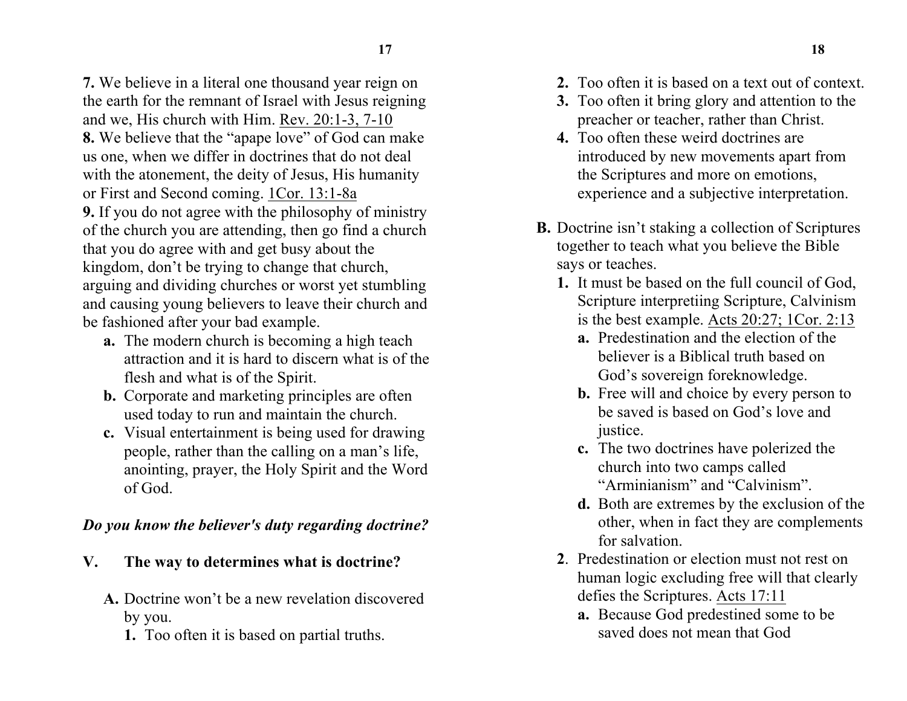**7.** We believe in a literal one thousand year reign on the earth for the remnant of Israel with Jesus reigning and we, His church with Him. Rev. 20:1-3, 7-10
**8.** We believe that the "apape love" of God can make us one, when we differ in doctrines that do not deal with the atonement, the deity of Jesus, His humanity or First and Second coming. 1Cor. 13:1-8a
**9.** If you do not agree with the philosophy of ministry of the church you are attending, then go find a church that you do agree with and get busy about the kingdom, don't be trying to change that church, arguing and dividing churches or worst yet stumbling and causing young believers to leave their church and be fashioned after your bad example.

- **a.** The modern church is becoming a high teach attraction and it is hard to discern what is of the flesh and what is of the Spirit.
- **b.** Corporate and marketing principles are often used today to run and maintain the church.
- **c.** Visual entertainment is being used for drawing people, rather than the calling on a man's life, anointing, prayer, the Holy Spirit and the Word of God.

***Do you know the believer's duty regarding doctrine?***

## V. The way to determines what is doctrine?

**A.** Doctrine won't be a new revelation discovered by you.

1. Too often it is based on partial truths.
2. Too often it is based on a text out of context.
3. Too often it bring glory and attention to the preacher or teacher, rather than Christ.
4. Too often these weird doctrines are introduced by new movements apart from the Scriptures and more on emotions, experience and a subjective interpretation.

**B.** Doctrine isn't staking a collection of Scriptures together to teach what you believe the Bible says or teaches.

1. It must be based on the full council of God, Scripture interpretiing Scripture, Calvinism is the best example. Acts 20:27; 1Cor. 2:13
   - **a.** Predestination and the election of the believer is a Biblical truth based on God's sovereign foreknowledge.
   - **b.** Free will and choice by every person to be saved is based on God's love and justice.
   - **c.** The two doctrines have polerized the church into two camps called "Arminianism" and "Calvinism".
   - **d.** Both are extremes by the exclusion of the other, when in fact they are complements for salvation.
2. Predestination or election must not rest on human logic excluding free will that clearly defies the Scriptures. Acts 17:11
   - **a.** Because God predestined some to be saved does not mean that God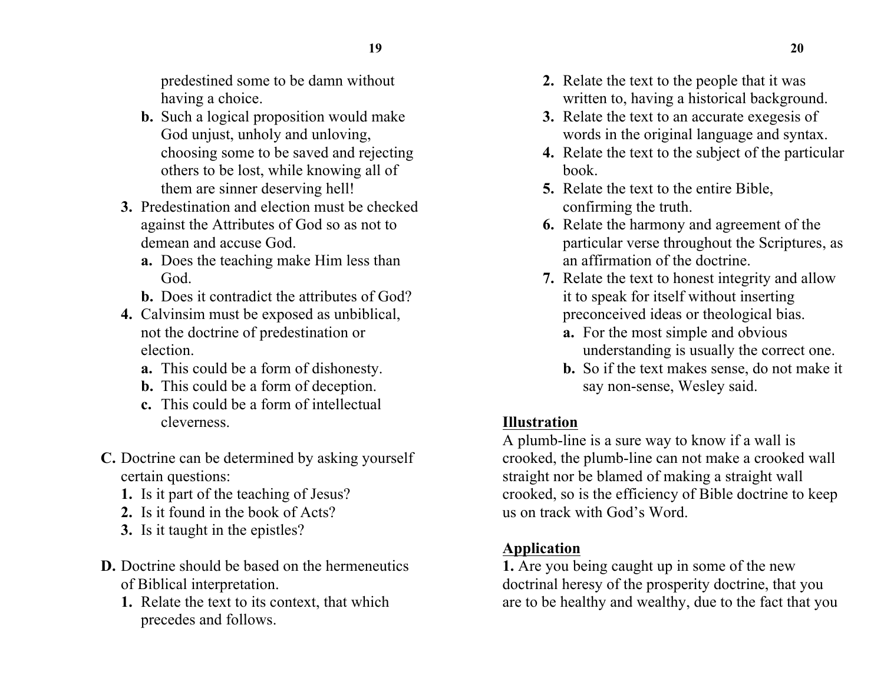predestined some to be damn without having a choice.

   b. Such a logical proposition would make God unjust, unholy and unloving, choosing some to be saved and rejecting others to be lost, while knowing all of them are sinner deserving hell!

3. Predestination and election must be checked against the Attributes of God so as not to demean and accuse God.
   a. Does the teaching make Him less than God.
   b. Does it contradict the attributes of God?
4. Calvinsim must be exposed as unbiblical, not the doctrine of predestination or election.
   a. This could be a form of dishonesty.
   b. This could be a form of deception.
   c. This could be a form of intellectual cleverness.

**C.** Doctrine can be determined by asking yourself certain questions:

1. Is it part of the teaching of Jesus?
2. Is it found in the book of Acts?
3. Is it taught in the epistles?

**D.** Doctrine should be based on the hermeneutics of Biblical interpretation.

1. Relate the text to its context, that which precedes and follows.
2. Relate the text to the people that it was written to, having a historical background.
3. Relate the text to an accurate exegesis of words in the original language and syntax.
4. Relate the text to the subject of the particular book.
5. Relate the text to the entire Bible, confirming the truth.
6. Relate the harmony and agreement of the particular verse throughout the Scriptures, as an affirmation of the doctrine.
7. Relate the text to honest integrity and allow it to speak for itself without inserting preconceived ideas or theological bias.
   a. For the most simple and obvious understanding is usually the correct one.
   b. So if the text makes sense, do not make it say non-sense, Wesley said.

**Illustration**

A plumb-line is a sure way to know if a wall is crooked, the plumb-line can not make a crooked wall straight nor be blamed of making a straight wall crooked, so is the efficiency of Bible doctrine to keep us on track with God's Word.

**Application**

**1.** Are you being caught up in some of the new doctrinal heresy of the prosperity doctrine, that you are to be healthy and wealthy, due to the fact that you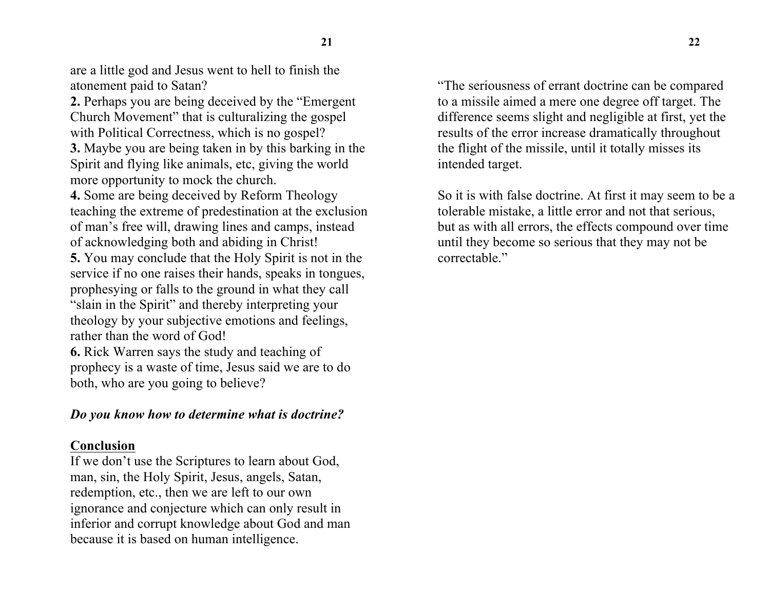are a little god and Jesus went to hell to finish the atonement paid to Satan?

**2.** Perhaps you are being deceived by the "Emergent Church Movement" that is culturalizing the gospel with Political Correctness, which is no gospel?

**3.** Maybe you are being taken in by this barking in the Spirit and flying like animals, etc, giving the world more opportunity to mock the church.

**4.** Some are being deceived by Reform Theology teaching the extreme of predestination at the exclusion of man's free will, drawing lines and camps, instead of acknowledging both and abiding in Christ!

**5.** You may conclude that the Holy Spirit is not in the service if no one raises their hands, speaks in tongues, prophesying or falls to the ground in what they call "slain in the Spirit" and thereby interpreting your theology by your subjective emotions and feelings, rather than the word of God!

**6.** Rick Warren says the study and teaching of prophecy is a waste of time, Jesus said we are to do both, who are you going to believe?

***Do you know how to determine what is doctrine?***

## Conclusion

If we don't use the Scriptures to learn about God, man, sin, the Holy Spirit, Jesus, angels, Satan, redemption, etc., then we are left to our own ignorance and conjecture which can only result in inferior and corrupt knowledge about God and man because it is based on human intelligence.

"The seriousness of errant doctrine can be compared to a missile aimed a mere one degree off target. The difference seems slight and negligible at first, yet the results of the error increase dramatically throughout the flight of the missile, until it totally misses its intended target.

So it is with false doctrine. At first it may seem to be a tolerable mistake, a little error and not that serious, but as with all errors, the effects compound over time until they become so serious that they may not be correctable."